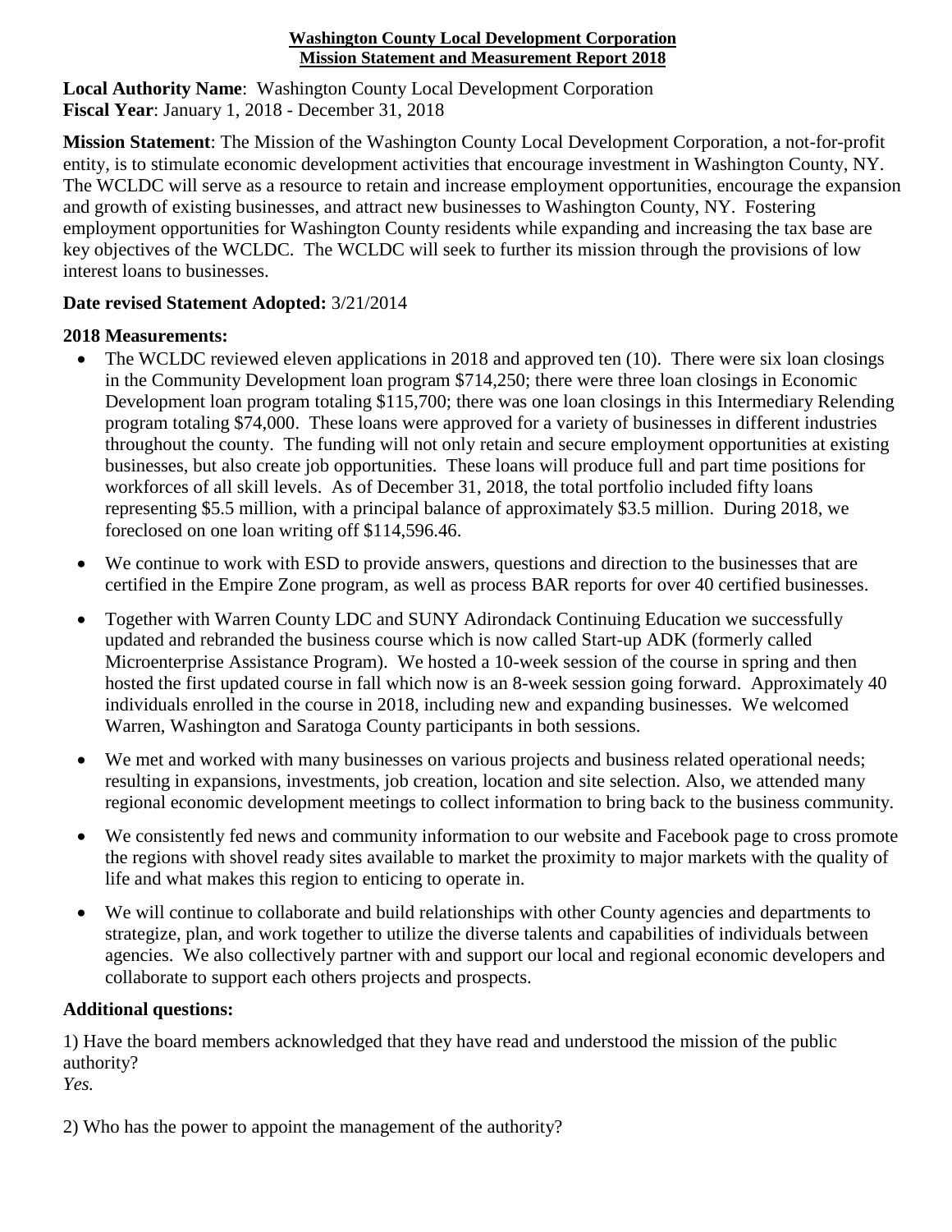**Washington County Local Development Corporation**
**Mission Statement and Measurement Report 2018**

**Local Authority Name**: Washington County Local Development Corporation
**Fiscal Year**: January 1, 2018 - December 31, 2018

**Mission Statement**: The Mission of the Washington County Local Development Corporation, a not-for-profit entity, is to stimulate economic development activities that encourage investment in Washington County, NY. The WCLDC will serve as a resource to retain and increase employment opportunities, encourage the expansion and growth of existing businesses, and attract new businesses to Washington County, NY. Fostering employment opportunities for Washington County residents while expanding and increasing the tax base are key objectives of the WCLDC. The WCLDC will seek to further its mission through the provisions of low interest loans to businesses.

**Date revised Statement Adopted:** 3/21/2014

**2018 Measurements:**

- The WCLDC reviewed eleven applications in 2018 and approved ten (10). There were six loan closings in the Community Development loan program $714,250; there were three loan closings in Economic Development loan program totaling $115,700; there was one loan closings in this Intermediary Relending program totaling $74,000. These loans were approved for a variety of businesses in different industries throughout the county. The funding will not only retain and secure employment opportunities at existing businesses, but also create job opportunities. These loans will produce full and part time positions for workforces of all skill levels. As of December 31, 2018, the total portfolio included fifty loans representing $5.5 million, with a principal balance of approximately $3.5 million. During 2018, we foreclosed on one loan writing off $114,596.46.
- We continue to work with ESD to provide answers, questions and direction to the businesses that are certified in the Empire Zone program, as well as process BAR reports for over 40 certified businesses.
- Together with Warren County LDC and SUNY Adirondack Continuing Education we successfully updated and rebranded the business course which is now called Start-up ADK (formerly called Microenterprise Assistance Program). We hosted a 10-week session of the course in spring and then hosted the first updated course in fall which now is an 8-week session going forward. Approximately 40 individuals enrolled in the course in 2018, including new and expanding businesses. We welcomed Warren, Washington and Saratoga County participants in both sessions.
- We met and worked with many businesses on various projects and business related operational needs; resulting in expansions, investments, job creation, location and site selection. Also, we attended many regional economic development meetings to collect information to bring back to the business community.
- We consistently fed news and community information to our website and Facebook page to cross promote the regions with shovel ready sites available to market the proximity to major markets with the quality of life and what makes this region to enticing to operate in.
- We will continue to collaborate and build relationships with other County agencies and departments to strategize, plan, and work together to utilize the diverse talents and capabilities of individuals between agencies. We also collectively partner with and support our local and regional economic developers and collaborate to support each others projects and prospects.

**Additional questions:**

1) Have the board members acknowledged that they have read and understood the mission of the public authority?
*Yes.*

2) Who has the power to appoint the management of the authority?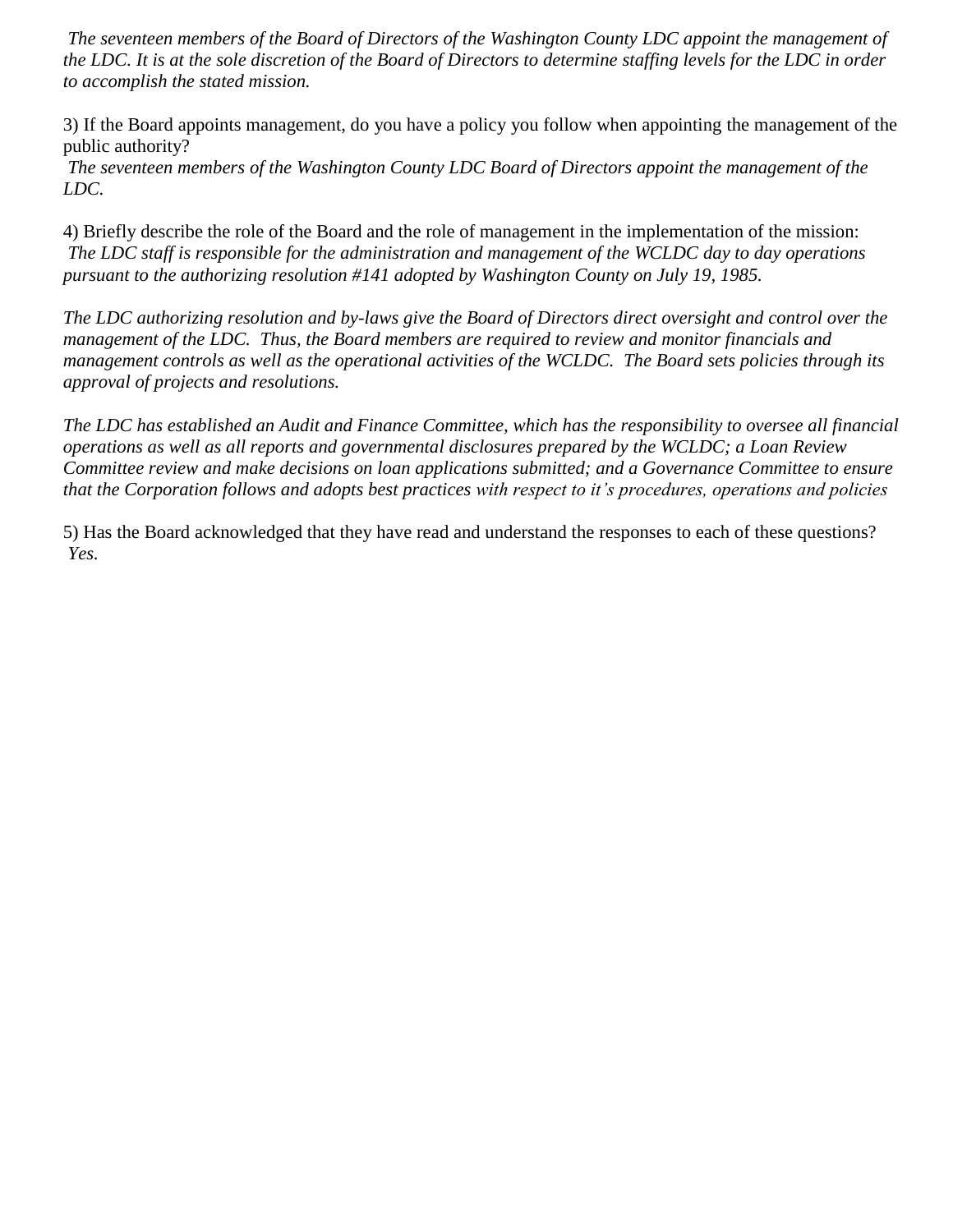*The seventeen members of the Board of Directors of the Washington County LDC appoint the management of the LDC. It is at the sole discretion of the Board of Directors to determine staffing levels for the LDC in order to accomplish the stated mission.*

3) If the Board appoints management, do you have a policy you follow when appointing the management of the public authority?
*The seventeen members of the Washington County LDC Board of Directors appoint the management of the LDC.*

4) Briefly describe the role of the Board and the role of management in the implementation of the mission:
*The LDC staff is responsible for the administration and management of the WCLDC day to day operations pursuant to the authorizing resolution #141 adopted by Washington County on July 19, 1985.*

*The LDC authorizing resolution and by-laws give the Board of Directors direct oversight and control over the management of the LDC. Thus, the Board members are required to review and monitor financials and management controls as well as the operational activities of the WCLDC. The Board sets policies through its approval of projects and resolutions.*

*The LDC has established an Audit and Finance Committee, which has the responsibility to oversee all financial operations as well as all reports and governmental disclosures prepared by the WCLDC; a Loan Review Committee review and make decisions on loan applications submitted; and a Governance Committee to ensure that the Corporation follows and adopts best practices with respect to it's procedures, operations and policies*

5) Has the Board acknowledged that they have read and understand the responses to each of these questions?
*Yes.*